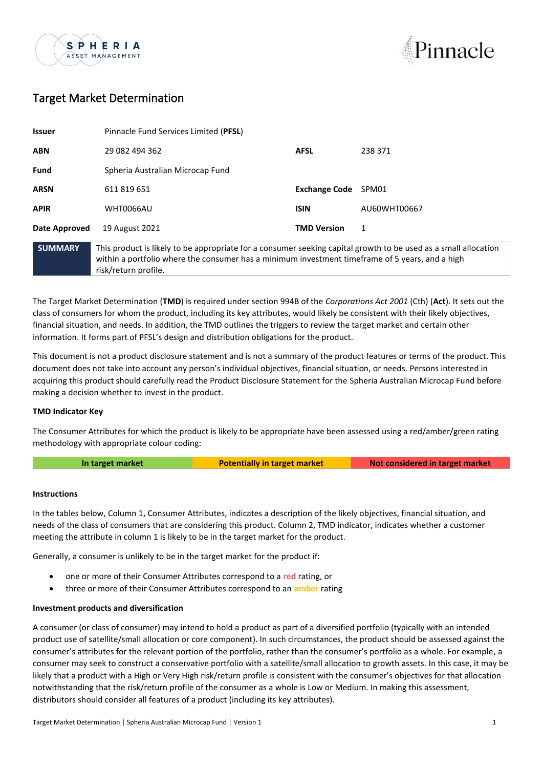# Target Market Determination

| | | | |
|---|---|---|---|
| **Issuer** | Pinnacle Fund Services Limited (**PFSL**) | | |
| **ABN** | 29 082 494 362 | **AFSL** | 238 371 |
| **Fund** | Spheria Australian Microcap Fund | | |
| **ARSN** | 611 819 651 | **Exchange Code** | SPM01 |
| **APIR** | WHT0066AU | **ISIN** | AU60WHT00667 |
| **Date Approved** | 19 August 2021 | **TMD Version** | 1 |

| **SUMMARY** | This product is likely to be appropriate for a consumer seeking capital growth to be used as a small allocation within a portfolio where the consumer has a minimum investment timeframe of 5 years, and a high risk/return profile. |
|---|---|

The Target Market Determination (**TMD**) is required under section 994B of the *Corporations Act 2001* (Cth) (**Act**). It sets out the class of consumers for whom the product, including its key attributes, would likely be consistent with their likely objectives, financial situation, and needs. In addition, the TMD outlines the triggers to review the target market and certain other information. It forms part of PFSL's design and distribution obligations for the product.

This document is not a product disclosure statement and is not a summary of the product features or terms of the product. This document does not take into account any person's individual objectives, financial situation, or needs. Persons interested in acquiring this product should carefully read the Product Disclosure Statement for the Spheria Australian Microcap Fund before making a decision whether to invest in the product.

**TMD Indicator Key**

The Consumer Attributes for which the product is likely to be appropriate have been assessed using a red/amber/green rating methodology with appropriate colour coding:

| In target market | Potentially in target market | Not considered in target market |
|---|---|---|

**Instructions**

In the tables below, Column 1, Consumer Attributes, indicates a description of the likely objectives, financial situation, and needs of the class of consumers that are considering this product. Column 2, TMD indicator, indicates whether a customer meeting the attribute in column 1 is likely to be in the target market for the product.

Generally, a consumer is unlikely to be in the target market for the product if:

- one or more of their Consumer Attributes correspond to a red rating, or
- three or more of their Consumer Attributes correspond to an amber rating

**Investment products and diversification**

A consumer (or class of consumer) may intend to hold a product as part of a diversified portfolio (typically with an intended product use of satellite/small allocation or core component). In such circumstances, the product should be assessed against the consumer's attributes for the relevant portion of the portfolio, rather than the consumer's portfolio as a whole. For example, a consumer may seek to construct a conservative portfolio with a satellite/small allocation to growth assets. In this case, it may be likely that a product with a High or Very High risk/return profile is consistent with the consumer's objectives for that allocation notwithstanding that the risk/return profile of the consumer as a whole is Low or Medium. In making this assessment, distributors should consider all features of a product (including its key attributes).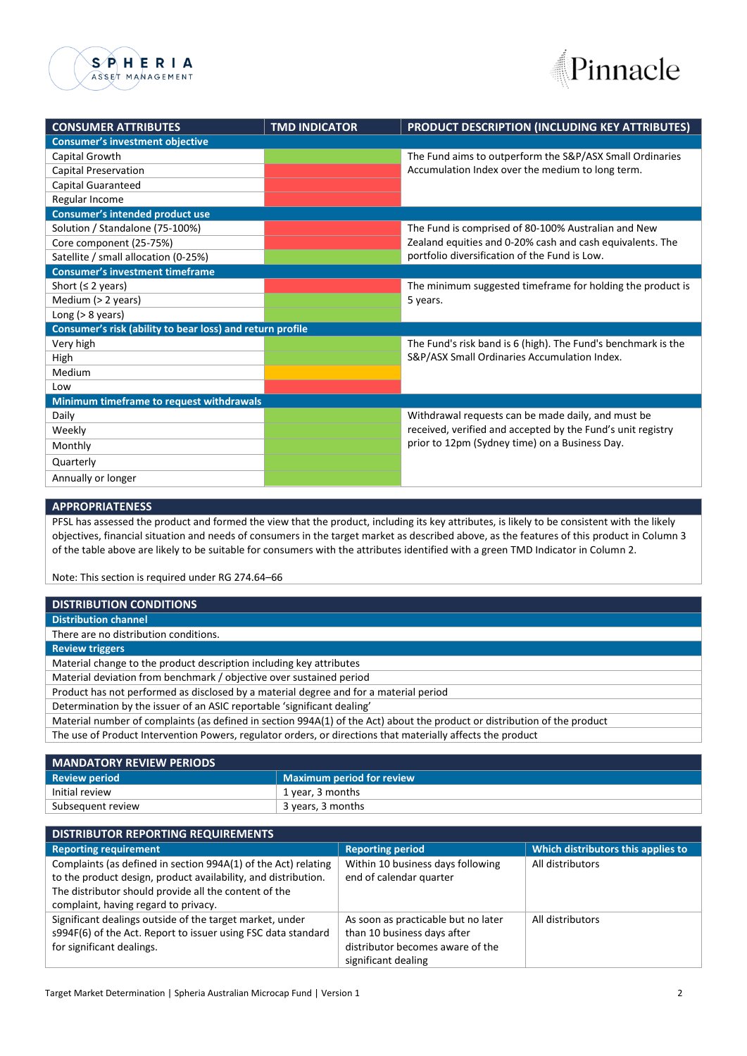| CONSUMER ATTRIBUTES | TMD INDICATOR | PRODUCT DESCRIPTION (INCLUDING KEY ATTRIBUTES) |
|---|---|---|
| **Consumer's investment objective** | | |
| Capital Growth | Green | The Fund aims to outperform the S&P/ASX Small Ordinaries Accumulation Index over the medium to long term. |
| Capital Preservation | Red | |
| Capital Guaranteed | Red | |
| Regular Income | Red | |
| **Consumer's intended product use** | | |
| Solution / Standalone (75-100%) | Red | The Fund is comprised of 80-100% Australian and New Zealand equities and 0-20% cash and cash equivalents. The portfolio diversification of the Fund is Low. |
| Core component (25-75%) | Red | |
| Satellite / small allocation (0-25%) | Green | |
| **Consumer's investment timeframe** | | |
| Short (≤ 2 years) | Red | The minimum suggested timeframe for holding the product is 5 years. |
| Medium (> 2 years) | Green | |
| Long (> 8 years) | Green | |
| **Consumer's risk (ability to bear loss) and return profile** | | |
| Very high | Green | The Fund's risk band is 6 (high). The Fund's benchmark is the S&P/ASX Small Ordinaries Accumulation Index. |
| High | Green | |
| Medium | Amber | |
| Low | Red | |
| **Minimum timeframe to request withdrawals** | | |
| Daily | Green | Withdrawal requests can be made daily, and must be received, verified and accepted by the Fund's unit registry prior to 12pm (Sydney time) on a Business Day. |
| Weekly | Green | |
| Monthly | Green | |
| Quarterly | Green | |
| Annually or longer | Green | |

## APPROPRIATENESS

PFSL has assessed the product and formed the view that the product, including its key attributes, is likely to be consistent with the likely objectives, financial situation and needs of consumers in the target market as described above, as the features of this product in Column 3 of the table above are likely to be suitable for consumers with the attributes identified with a green TMD Indicator in Column 2.

Note: This section is required under RG 274.64–66

## DISTRIBUTION CONDITIONS

**Distribution channel**

There are no distribution conditions.

**Review triggers**

- Material change to the product description including key attributes
- Material deviation from benchmark / objective over sustained period
- Product has not performed as disclosed by a material degree and for a material period
- Determination by the issuer of an ASIC reportable 'significant dealing'
- Material number of complaints (as defined in section 994A(1) of the Act) about the product or distribution of the product
- The use of Product Intervention Powers, regulator orders, or directions that materially affects the product

## MANDATORY REVIEW PERIODS

| Review period | Maximum period for review |
|---|---|
| Initial review | 1 year, 3 months |
| Subsequent review | 3 years, 3 months |

## DISTRIBUTOR REPORTING REQUIREMENTS

| Reporting requirement | Reporting period | Which distributors this applies to |
|---|---|---|
| Complaints (as defined in section 994A(1) of the Act) relating to the product design, product availability, and distribution. The distributor should provide all the content of the complaint, having regard to privacy. | Within 10 business days following end of calendar quarter | All distributors |
| Significant dealings outside of the target market, under s994F(6) of the Act. Report to issuer using FSC data standard for significant dealings. | As soon as practicable but no later than 10 business days after distributor becomes aware of the significant dealing | All distributors |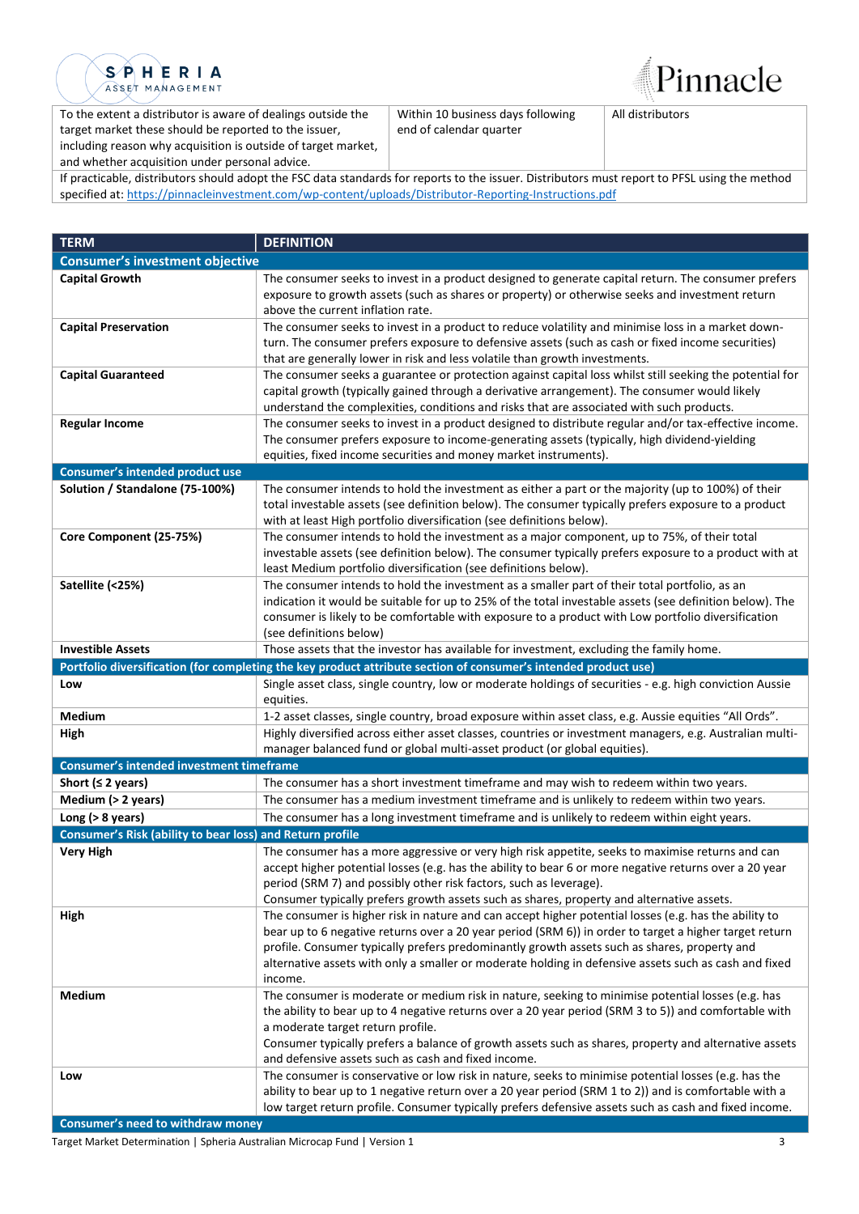| To the extent a distributor is aware of dealings outside the target market these should be reported to the issuer, including reason why acquisition is outside of target market, and whether acquisition under personal advice. | Within 10 business days following end of calendar quarter | All distributors |
|---|---|---|

If practicable, distributors should adopt the FSC data standards for reports to the issuer. Distributors must report to PFSL using the method specified at: https://pinnacleinvestment.com/wp-content/uploads/Distributor-Reporting-Instructions.pdf

| TERM | DEFINITION |
|---|---|
| **Consumer's investment objective** | |
| **Capital Growth** | The consumer seeks to invest in a product designed to generate capital return. The consumer prefers exposure to growth assets (such as shares or property) or otherwise seeks and investment return above the current inflation rate. |
| **Capital Preservation** | The consumer seeks to invest in a product to reduce volatility and minimise loss in a market down-turn. The consumer prefers exposure to defensive assets (such as cash or fixed income securities) that are generally lower in risk and less volatile than growth investments. |
| **Capital Guaranteed** | The consumer seeks a guarantee or protection against capital loss whilst still seeking the potential for capital growth (typically gained through a derivative arrangement). The consumer would likely understand the complexities, conditions and risks that are associated with such products. |
| **Regular Income** | The consumer seeks to invest in a product designed to distribute regular and/or tax-effective income. The consumer prefers exposure to income-generating assets (typically, high dividend-yielding equities, fixed income securities and money market instruments). |
| **Consumer's intended product use** | |
| **Solution / Standalone (75-100%)** | The consumer intends to hold the investment as either a part or the majority (up to 100%) of their total investable assets (see definition below). The consumer typically prefers exposure to a product with at least High portfolio diversification (see definitions below). |
| **Core Component (25-75%)** | The consumer intends to hold the investment as a major component, up to 75%, of their total investable assets (see definition below). The consumer typically prefers exposure to a product with at least Medium portfolio diversification (see definitions below). |
| **Satellite (<25%)** | The consumer intends to hold the investment as a smaller part of their total portfolio, as an indication it would be suitable for up to 25% of the total investable assets (see definition below). The consumer is likely to be comfortable with exposure to a product with Low portfolio diversification (see definitions below) |
| **Investible Assets** | Those assets that the investor has available for investment, excluding the family home. |
| **Portfolio diversification (for completing the key product attribute section of consumer's intended product use)** | |
| **Low** | Single asset class, single country, low or moderate holdings of securities - e.g. high conviction Aussie equities. |
| **Medium** | 1-2 asset classes, single country, broad exposure within asset class, e.g. Aussie equities "All Ords". |
| **High** | Highly diversified across either asset classes, countries or investment managers, e.g. Australian multi-manager balanced fund or global multi-asset product (or global equities). |
| **Consumer's intended investment timeframe** | |
| **Short (≤ 2 years)** | The consumer has a short investment timeframe and may wish to redeem within two years. |
| **Medium (> 2 years)** | The consumer has a medium investment timeframe and is unlikely to redeem within two years. |
| **Long (> 8 years)** | The consumer has a long investment timeframe and is unlikely to redeem within eight years. |
| **Consumer's Risk (ability to bear loss) and Return profile** | |
| **Very High** | The consumer has a more aggressive or very high risk appetite, seeks to maximise returns and can accept higher potential losses (e.g. has the ability to bear 6 or more negative returns over a 20 year period (SRM 7) and possibly other risk factors, such as leverage).<br>Consumer typically prefers growth assets such as shares, property and alternative assets. |
| **High** | The consumer is higher risk in nature and can accept higher potential losses (e.g. has the ability to bear up to 6 negative returns over a 20 year period (SRM 6)) in order to target a higher target return profile. Consumer typically prefers predominantly growth assets such as shares, property and alternative assets with only a smaller or moderate holding in defensive assets such as cash and fixed income. |
| **Medium** | The consumer is moderate or medium risk in nature, seeking to minimise potential losses (e.g. has the ability to bear up to 4 negative returns over a 20 year period (SRM 3 to 5)) and comfortable with a moderate target return profile.<br>Consumer typically prefers a balance of growth assets such as shares, property and alternative assets and defensive assets such as cash and fixed income. |
| **Low** | The consumer is conservative or low risk in nature, seeks to minimise potential losses (e.g. has the ability to bear up to 1 negative return over a 20 year period (SRM 1 to 2)) and is comfortable with a low target return profile. Consumer typically prefers defensive assets such as cash and fixed income. |
| **Consumer's need to withdraw money** | |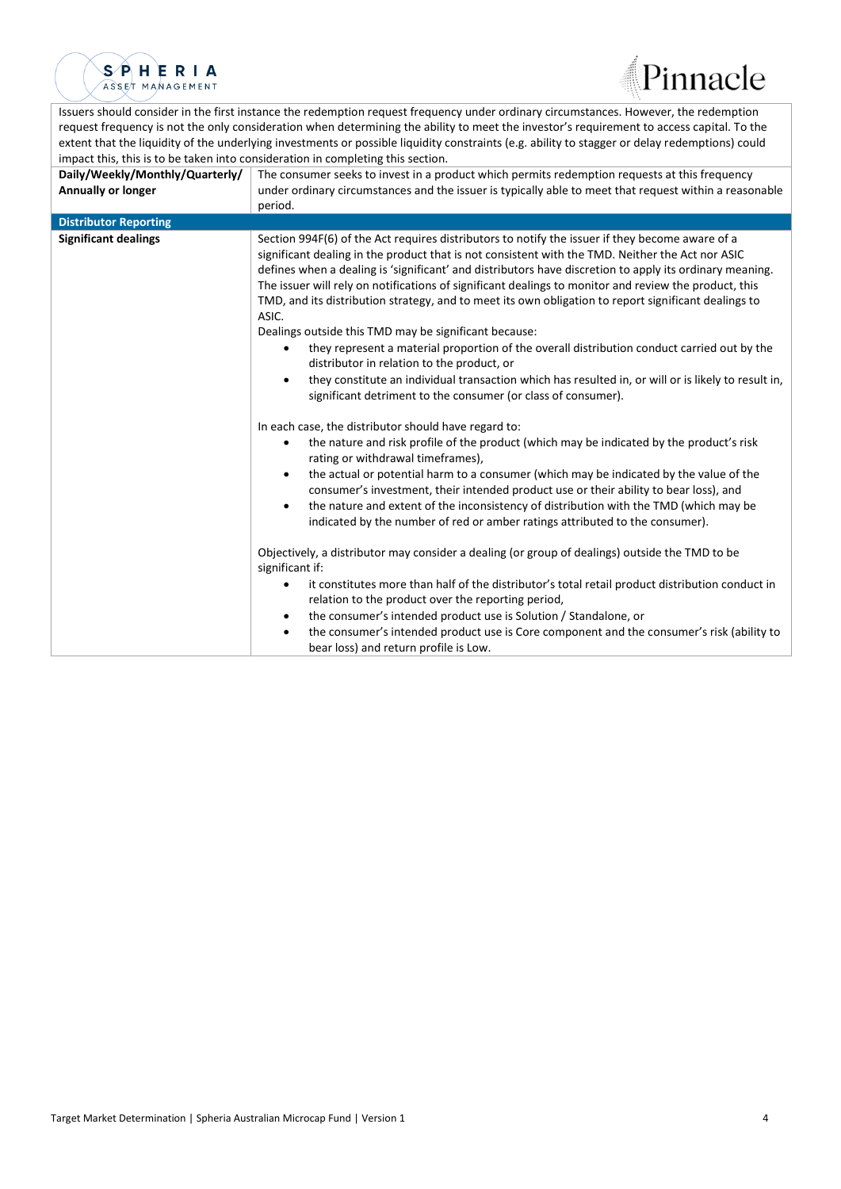| | |
|---|---|
| Issuers should consider in the first instance the redemption request frequency under ordinary circumstances. However, the redemption request frequency is not the only consideration when determining the ability to meet the investor's requirement to access capital. To the extent that the liquidity of the underlying investments or possible liquidity constraints (e.g. ability to stagger or delay redemptions) could impact this, this is to be taken into consideration in completing this section. | |
| **Daily/Weekly/Monthly/Quarterly/ Annually or longer** | The consumer seeks to invest in a product which permits redemption requests at this frequency under ordinary circumstances and the issuer is typically able to meet that request within a reasonable period. |
| **Distributor Reporting** | |
| **Significant dealings** | Section 994F(6) of the Act requires distributors to notify the issuer if they become aware of a significant dealing in the product that is not consistent with the TMD. Neither the Act nor ASIC defines when a dealing is 'significant' and distributors have discretion to apply its ordinary meaning. The issuer will rely on notifications of significant dealings to monitor and review the product, this TMD, and its distribution strategy, and to meet its own obligation to report significant dealings to ASIC.<br>Dealings outside this TMD may be significant because:<br>• they represent a material proportion of the overall distribution conduct carried out by the distributor in relation to the product, or<br>• they constitute an individual transaction which has resulted in, or will or is likely to result in, significant detriment to the consumer (or class of consumer).<br><br>In each case, the distributor should have regard to:<br>• the nature and risk profile of the product (which may be indicated by the product's risk rating or withdrawal timeframes),<br>• the actual or potential harm to a consumer (which may be indicated by the value of the consumer's investment, their intended product use or their ability to bear loss), and<br>• the nature and extent of the inconsistency of distribution with the TMD (which may be indicated by the number of red or amber ratings attributed to the consumer).<br><br>Objectively, a distributor may consider a dealing (or group of dealings) outside the TMD to be significant if:<br>• it constitutes more than half of the distributor's total retail product distribution conduct in relation to the product over the reporting period,<br>• the consumer's intended product use is Solution / Standalone, or<br>• the consumer's intended product use is Core component and the consumer's risk (ability to bear loss) and return profile is Low. |